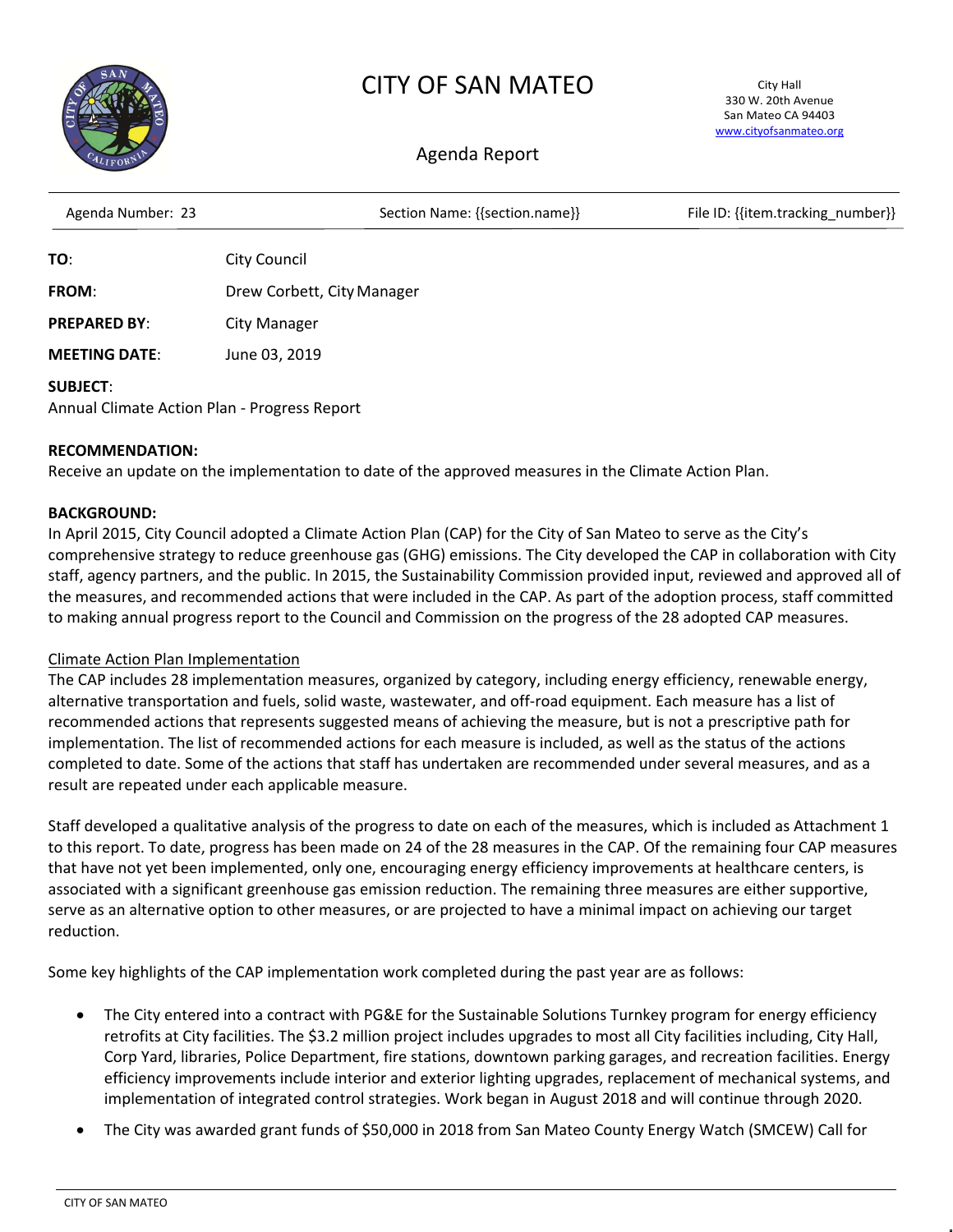# CITY OF SAN MATEO

City Hall
330 W. 20th Avenue
San Mateo CA 94403
www.cityofsanmateo.org

## Agenda Report

Agenda Number: 23 | Section Name: {{section.name}} | File ID: {{item.tracking_number}}

**TO**: City Council

**FROM**: Drew Corbett, City Manager

**PREPARED BY**: City Manager

**MEETING DATE**: June 03, 2019

**SUBJECT**:
Annual Climate Action Plan - Progress Report

**RECOMMENDATION:**
Receive an update on the implementation to date of the approved measures in the Climate Action Plan.

**BACKGROUND:**
In April 2015, City Council adopted a Climate Action Plan (CAP) for the City of San Mateo to serve as the City's comprehensive strategy to reduce greenhouse gas (GHG) emissions. The City developed the CAP in collaboration with City staff, agency partners, and the public. In 2015, the Sustainability Commission provided input, reviewed and approved all of the measures, and recommended actions that were included in the CAP. As part of the adoption process, staff committed to making annual progress report to the Council and Commission on the progress of the 28 adopted CAP measures.

<u>Climate Action Plan Implementation</u>
The CAP includes 28 implementation measures, organized by category, including energy efficiency, renewable energy, alternative transportation and fuels, solid waste, wastewater, and off-road equipment. Each measure has a list of recommended actions that represents suggested means of achieving the measure, but is not a prescriptive path for implementation. The list of recommended actions for each measure is included, as well as the status of the actions completed to date. Some of the actions that staff has undertaken are recommended under several measures, and as a result are repeated under each applicable measure.

Staff developed a qualitative analysis of the progress to date on each of the measures, which is included as Attachment 1 to this report. To date, progress has been made on 24 of the 28 measures in the CAP. Of the remaining four CAP measures that have not yet been implemented, only one, encouraging energy efficiency improvements at healthcare centers, is associated with a significant greenhouse gas emission reduction. The remaining three measures are either supportive, serve as an alternative option to other measures, or are projected to have a minimal impact on achieving our target reduction.

Some key highlights of the CAP implementation work completed during the past year are as follows:

- The City entered into a contract with PG&E for the Sustainable Solutions Turnkey program for energy efficiency retrofits at City facilities. The $3.2 million project includes upgrades to most all City facilities including, City Hall, Corp Yard, libraries, Police Department, fire stations, downtown parking garages, and recreation facilities. Energy efficiency improvements include interior and exterior lighting upgrades, replacement of mechanical systems, and implementation of integrated control strategies. Work began in August 2018 and will continue through 2020.
- The City was awarded grant funds of $50,000 in 2018 from San Mateo County Energy Watch (SMCEW) Call for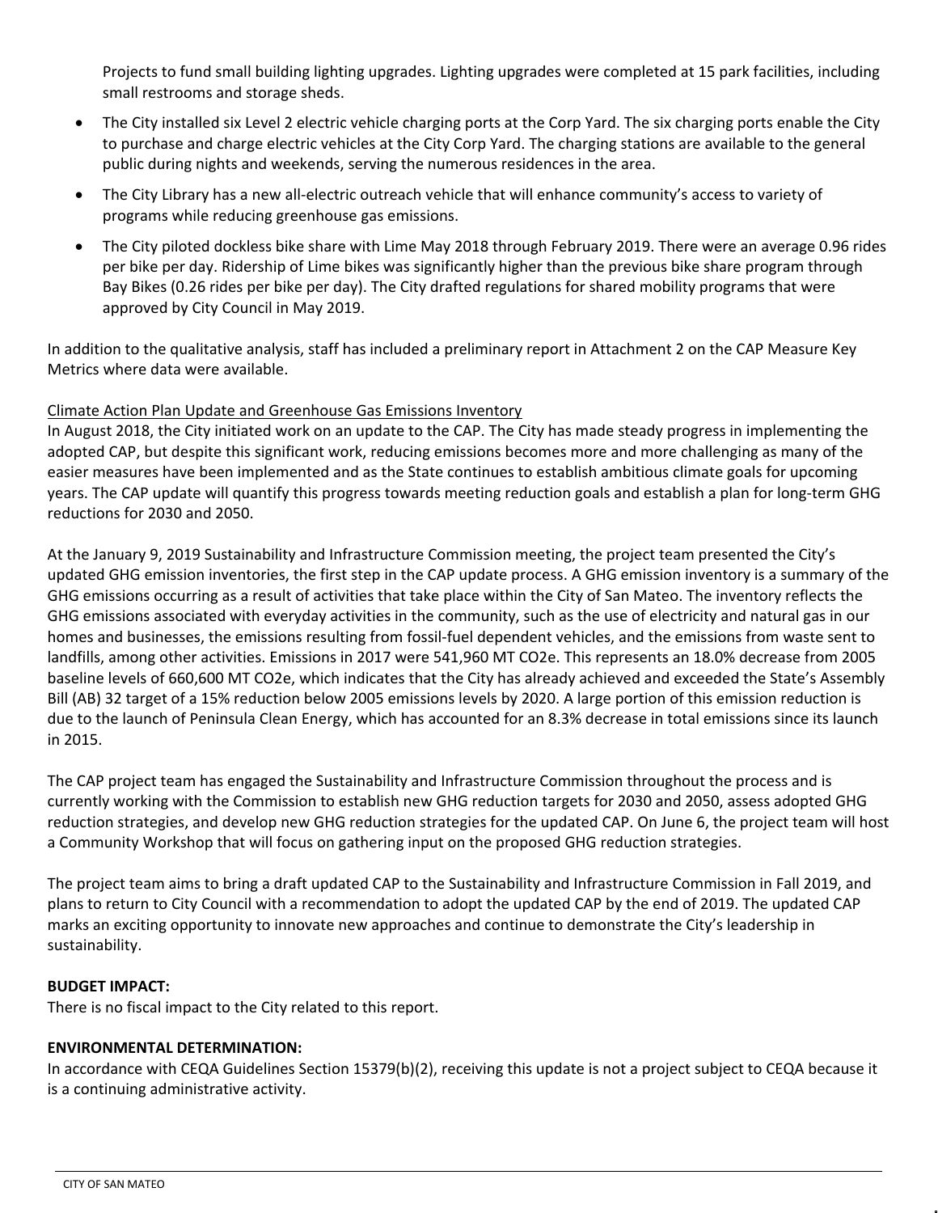Projects to fund small building lighting upgrades. Lighting upgrades were completed at 15 park facilities, including small restrooms and storage sheds.

- The City installed six Level 2 electric vehicle charging ports at the Corp Yard. The six charging ports enable the City to purchase and charge electric vehicles at the City Corp Yard. The charging stations are available to the general public during nights and weekends, serving the numerous residences in the area.
- The City Library has a new all-electric outreach vehicle that will enhance community's access to variety of programs while reducing greenhouse gas emissions.
- The City piloted dockless bike share with Lime May 2018 through February 2019. There were an average 0.96 rides per bike per day. Ridership of Lime bikes was significantly higher than the previous bike share program through Bay Bikes (0.26 rides per bike per day). The City drafted regulations for shared mobility programs that were approved by City Council in May 2019.

In addition to the qualitative analysis, staff has included a preliminary report in Attachment 2 on the CAP Measure Key Metrics where data were available.

Climate Action Plan Update and Greenhouse Gas Emissions Inventory

In August 2018, the City initiated work on an update to the CAP. The City has made steady progress in implementing the adopted CAP, but despite this significant work, reducing emissions becomes more and more challenging as many of the easier measures have been implemented and as the State continues to establish ambitious climate goals for upcoming years. The CAP update will quantify this progress towards meeting reduction goals and establish a plan for long-term GHG reductions for 2030 and 2050.

At the January 9, 2019 Sustainability and Infrastructure Commission meeting, the project team presented the City's updated GHG emission inventories, the first step in the CAP update process. A GHG emission inventory is a summary of the GHG emissions occurring as a result of activities that take place within the City of San Mateo. The inventory reflects the GHG emissions associated with everyday activities in the community, such as the use of electricity and natural gas in our homes and businesses, the emissions resulting from fossil-fuel dependent vehicles, and the emissions from waste sent to landfills, among other activities. Emissions in 2017 were 541,960 MT $CO_2e$. This represents an 18.0% decrease from 2005 baseline levels of 660,600 MT $CO_2e$, which indicates that the City has already achieved and exceeded the State's Assembly Bill (AB) 32 target of a 15% reduction below 2005 emissions levels by 2020. A large portion of this emission reduction is due to the launch of Peninsula Clean Energy, which has accounted for an 8.3% decrease in total emissions since its launch in 2015.

The CAP project team has engaged the Sustainability and Infrastructure Commission throughout the process and is currently working with the Commission to establish new GHG reduction targets for 2030 and 2050, assess adopted GHG reduction strategies, and develop new GHG reduction strategies for the updated CAP. On June 6, the project team will host a Community Workshop that will focus on gathering input on the proposed GHG reduction strategies.

The project team aims to bring a draft updated CAP to the Sustainability and Infrastructure Commission in Fall 2019, and plans to return to City Council with a recommendation to adopt the updated CAP by the end of 2019. The updated CAP marks an exciting opportunity to innovate new approaches and continue to demonstrate the City's leadership in sustainability.

**BUDGET IMPACT:**

There is no fiscal impact to the City related to this report.

**ENVIRONMENTAL DETERMINATION:**

In accordance with CEQA Guidelines Section 15379(b)(2), receiving this update is not a project subject to CEQA because it is a continuing administrative activity.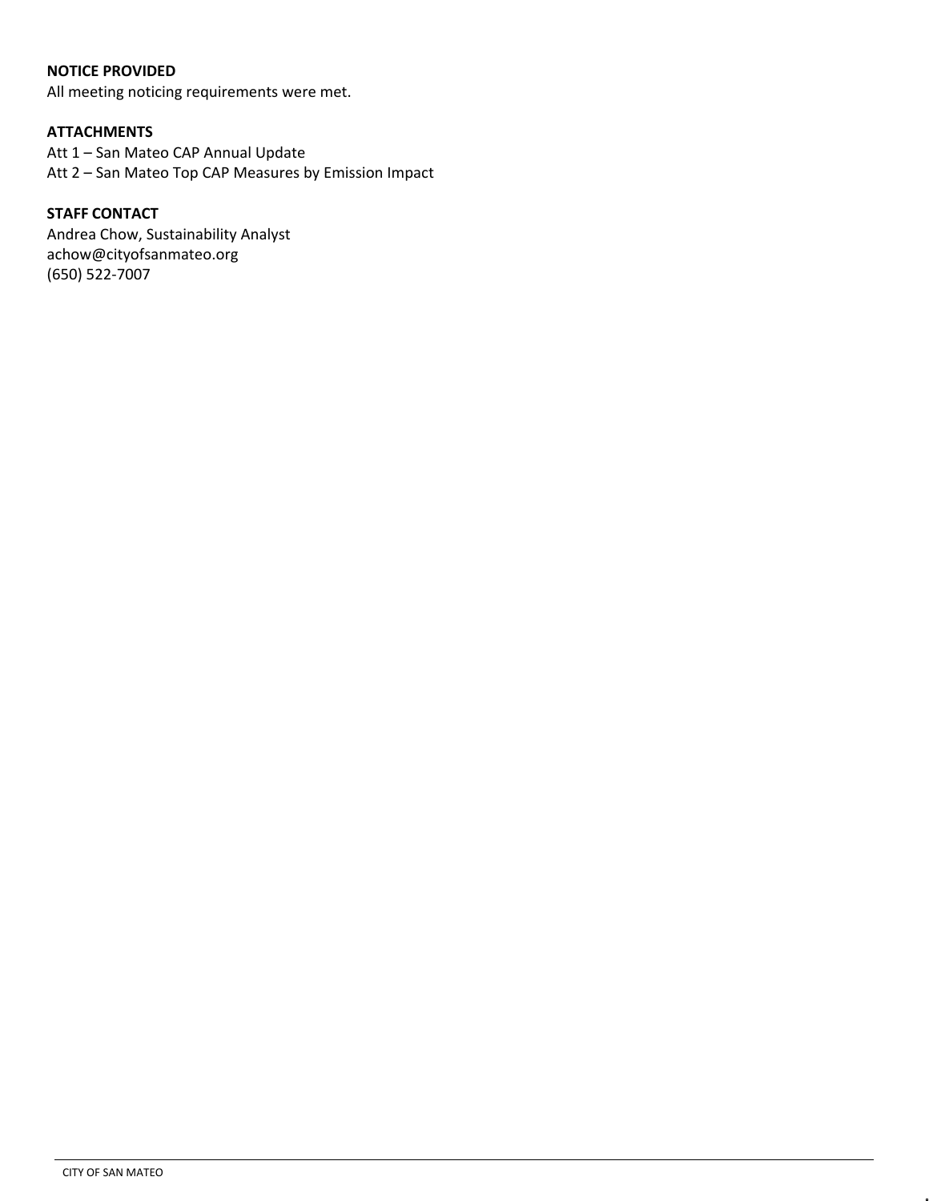**NOTICE PROVIDED**

All meeting noticing requirements were met.

**ATTACHMENTS**

Att 1 – San Mateo CAP Annual Update
Att 2 – San Mateo Top CAP Measures by Emission Impact

**STAFF CONTACT**

Andrea Chow, Sustainability Analyst
achow@cityofsanmateo.org
(650) 522-7007